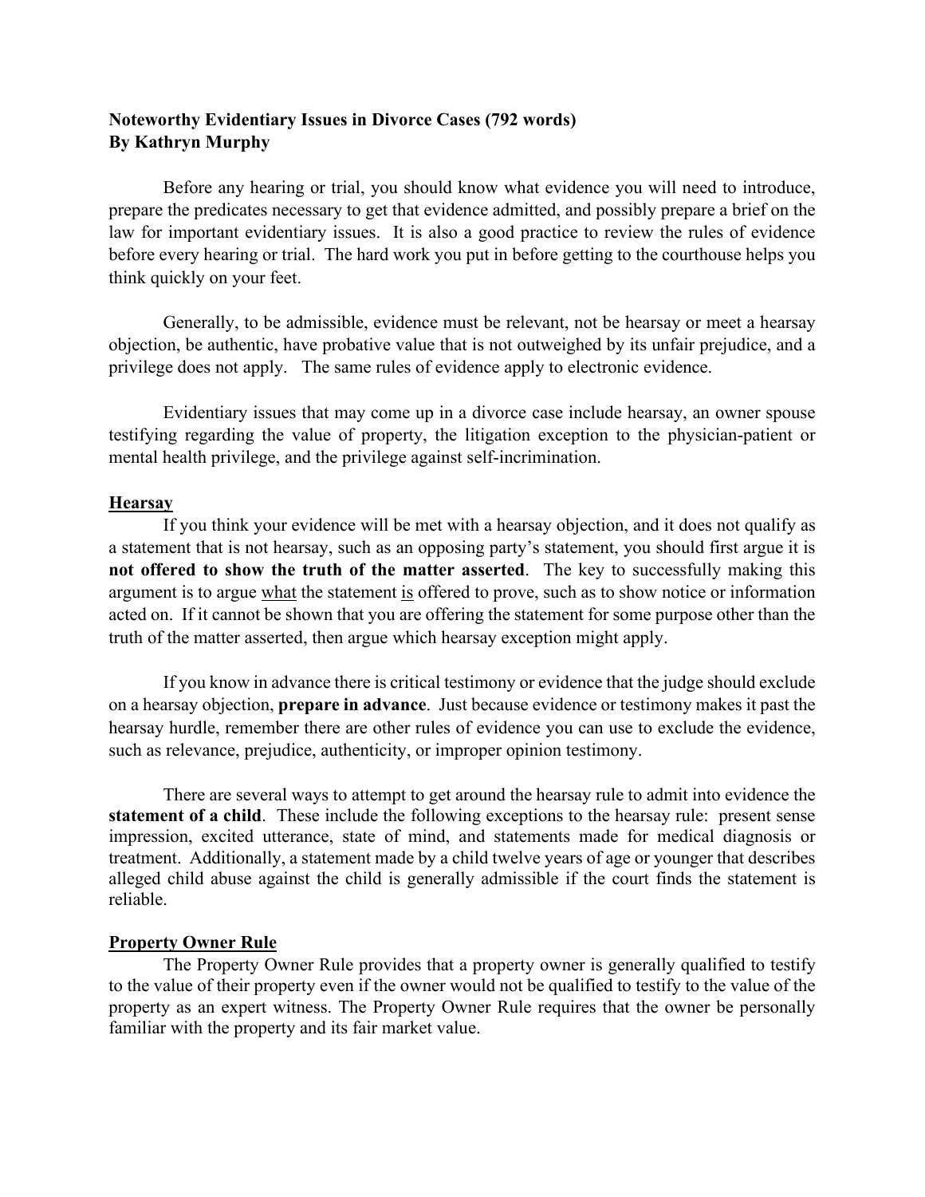**Noteworthy Evidentiary Issues in Divorce Cases (792 words)**
**By Kathryn Murphy**

Before any hearing or trial, you should know what evidence you will need to introduce, prepare the predicates necessary to get that evidence admitted, and possibly prepare a brief on the law for important evidentiary issues. It is also a good practice to review the rules of evidence before every hearing or trial. The hard work you put in before getting to the courthouse helps you think quickly on your feet.

Generally, to be admissible, evidence must be relevant, not be hearsay or meet a hearsay objection, be authentic, have probative value that is not outweighed by its unfair prejudice, and a privilege does not apply. The same rules of evidence apply to electronic evidence.

Evidentiary issues that may come up in a divorce case include hearsay, an owner spouse testifying regarding the value of property, the litigation exception to the physician-patient or mental health privilege, and the privilege against self-incrimination.

## Hearsay

If you think your evidence will be met with a hearsay objection, and it does not qualify as a statement that is not hearsay, such as an opposing party's statement, you should first argue it is **not offered to show the truth of the matter asserted**. The key to successfully making this argument is to argue what the statement is offered to prove, such as to show notice or information acted on. If it cannot be shown that you are offering the statement for some purpose other than the truth of the matter asserted, then argue which hearsay exception might apply.

If you know in advance there is critical testimony or evidence that the judge should exclude on a hearsay objection, **prepare in advance**. Just because evidence or testimony makes it past the hearsay hurdle, remember there are other rules of evidence you can use to exclude the evidence, such as relevance, prejudice, authenticity, or improper opinion testimony.

There are several ways to attempt to get around the hearsay rule to admit into evidence the **statement of a child**. These include the following exceptions to the hearsay rule: present sense impression, excited utterance, state of mind, and statements made for medical diagnosis or treatment. Additionally, a statement made by a child twelve years of age or younger that describes alleged child abuse against the child is generally admissible if the court finds the statement is reliable.

## Property Owner Rule

The Property Owner Rule provides that a property owner is generally qualified to testify to the value of their property even if the owner would not be qualified to testify to the value of the property as an expert witness. The Property Owner Rule requires that the owner be personally familiar with the property and its fair market value.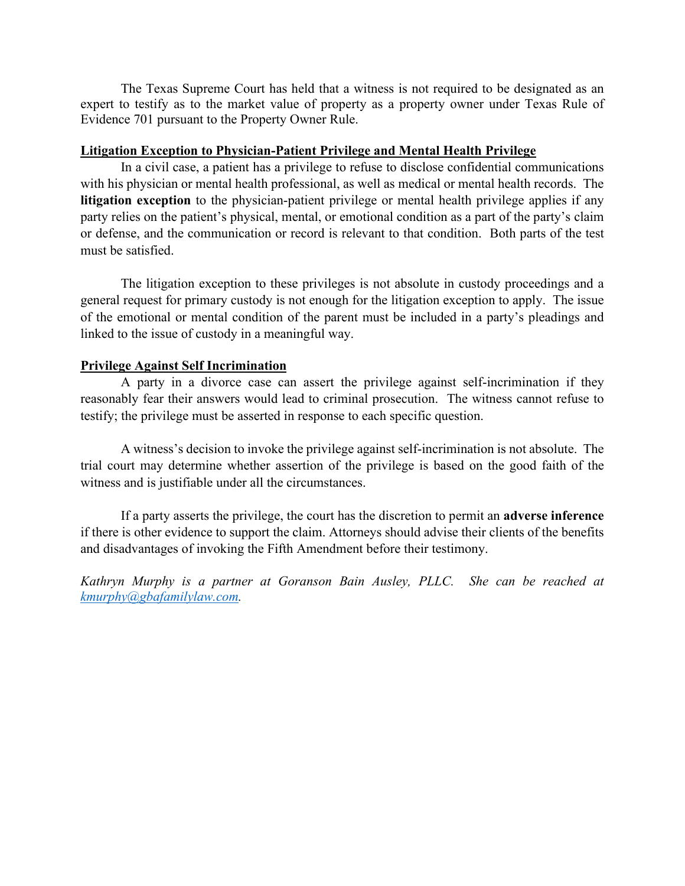The Texas Supreme Court has held that a witness is not required to be designated as an expert to testify as to the market value of property as a property owner under Texas Rule of Evidence 701 pursuant to the Property Owner Rule.

**Litigation Exception to Physician-Patient Privilege and Mental Health Privilege**

In a civil case, a patient has a privilege to refuse to disclose confidential communications with his physician or mental health professional, as well as medical or mental health records. The **litigation exception** to the physician-patient privilege or mental health privilege applies if any party relies on the patient's physical, mental, or emotional condition as a part of the party's claim or defense, and the communication or record is relevant to that condition. Both parts of the test must be satisfied.

The litigation exception to these privileges is not absolute in custody proceedings and a general request for primary custody is not enough for the litigation exception to apply. The issue of the emotional or mental condition of the parent must be included in a party's pleadings and linked to the issue of custody in a meaningful way.

**Privilege Against Self Incrimination**

A party in a divorce case can assert the privilege against self-incrimination if they reasonably fear their answers would lead to criminal prosecution. The witness cannot refuse to testify; the privilege must be asserted in response to each specific question.

A witness's decision to invoke the privilege against self-incrimination is not absolute. The trial court may determine whether assertion of the privilege is based on the good faith of the witness and is justifiable under all the circumstances.

If a party asserts the privilege, the court has the discretion to permit an **adverse inference** if there is other evidence to support the claim. Attorneys should advise their clients of the benefits and disadvantages of invoking the Fifth Amendment before their testimony.

*Kathryn Murphy is a partner at Goranson Bain Ausley, PLLC. She can be reached at kmurphy@gbafamilylaw.com.*